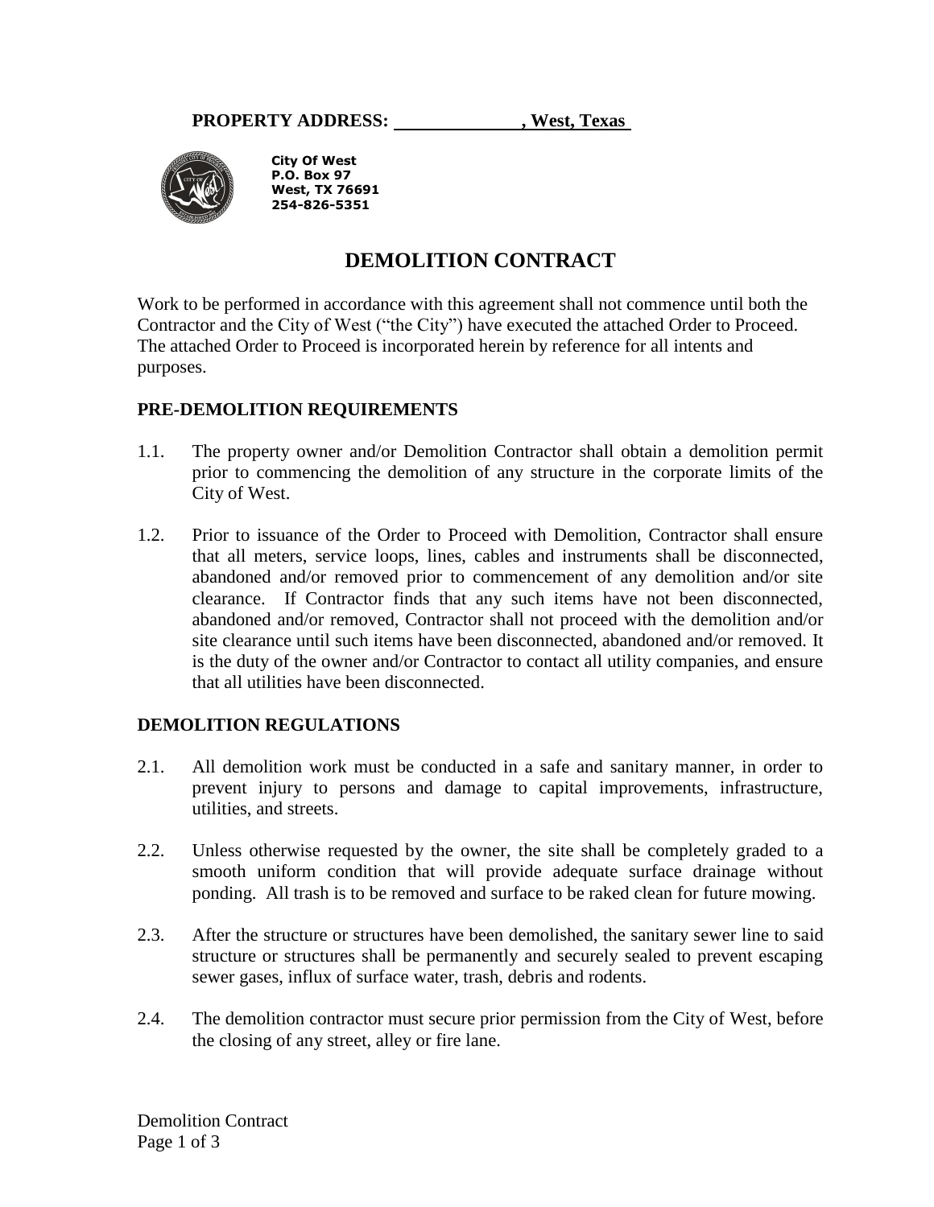**PROPERTY ADDRESS: ______________, West, Texas**

**City Of West**
**P.O. Box 97**
**West, TX 76691**
**254-826-5351**

# DEMOLITION CONTRACT

Work to be performed in accordance with this agreement shall not commence until both the Contractor and the City of West ("the City") have executed the attached Order to Proceed. The attached Order to Proceed is incorporated herein by reference for all intents and purposes.

## PRE-DEMOLITION REQUIREMENTS

1.1. The property owner and/or Demolition Contractor shall obtain a demolition permit prior to commencing the demolition of any structure in the corporate limits of the City of West.

1.2. Prior to issuance of the Order to Proceed with Demolition, Contractor shall ensure that all meters, service loops, lines, cables and instruments shall be disconnected, abandoned and/or removed prior to commencement of any demolition and/or site clearance. If Contractor finds that any such items have not been disconnected, abandoned and/or removed, Contractor shall not proceed with the demolition and/or site clearance until such items have been disconnected, abandoned and/or removed. It is the duty of the owner and/or Contractor to contact all utility companies, and ensure that all utilities have been disconnected.

## DEMOLITION REGULATIONS

2.1. All demolition work must be conducted in a safe and sanitary manner, in order to prevent injury to persons and damage to capital improvements, infrastructure, utilities, and streets.

2.2. Unless otherwise requested by the owner, the site shall be completely graded to a smooth uniform condition that will provide adequate surface drainage without ponding. All trash is to be removed and surface to be raked clean for future mowing.

2.3. After the structure or structures have been demolished, the sanitary sewer line to said structure or structures shall be permanently and securely sealed to prevent escaping sewer gases, influx of surface water, trash, debris and rodents.

2.4. The demolition contractor must secure prior permission from the City of West, before the closing of any street, alley or fire lane.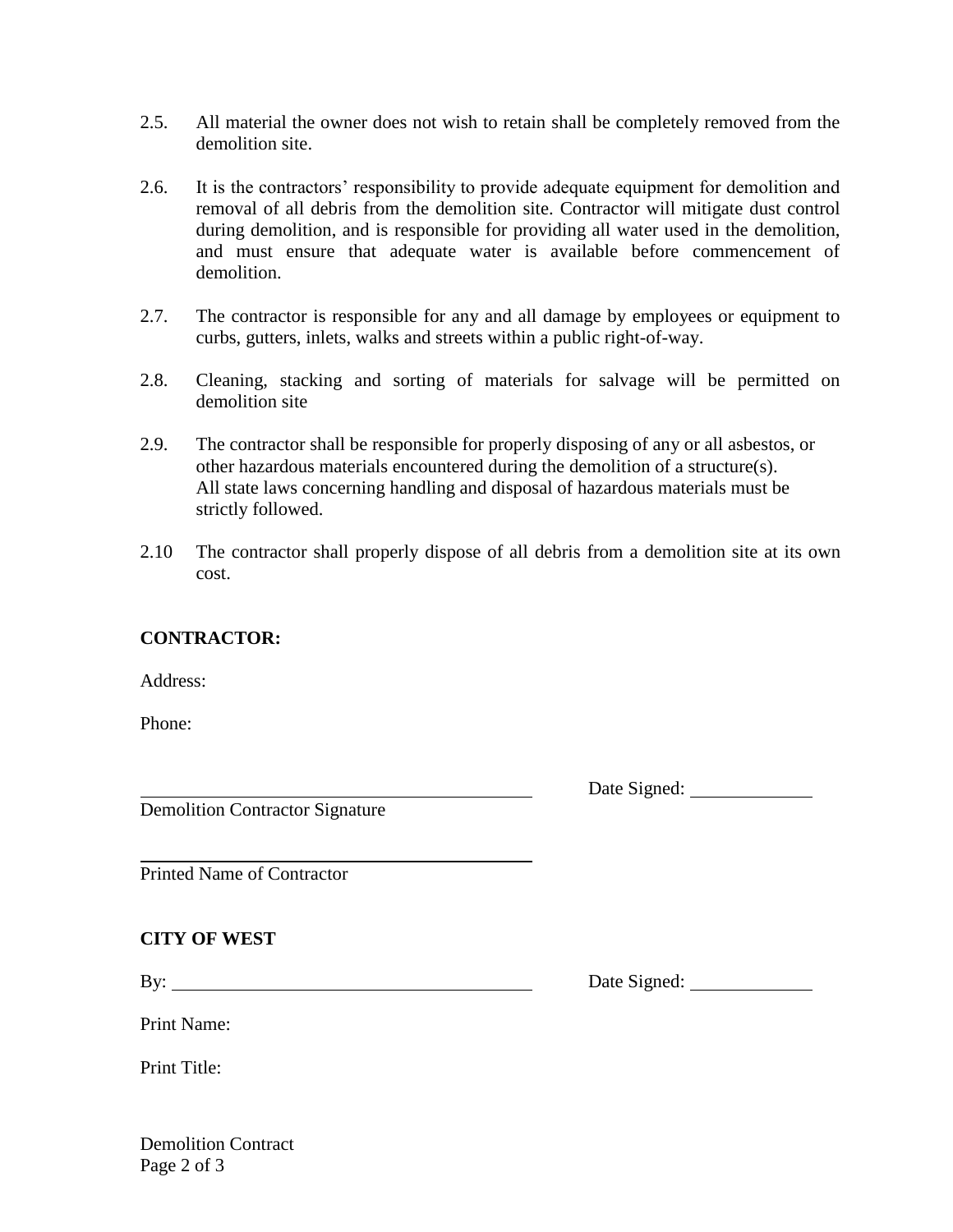2.5. All material the owner does not wish to retain shall be completely removed from the demolition site.

2.6. It is the contractors' responsibility to provide adequate equipment for demolition and removal of all debris from the demolition site. Contractor will mitigate dust control during demolition, and is responsible for providing all water used in the demolition, and must ensure that adequate water is available before commencement of demolition.

2.7. The contractor is responsible for any and all damage by employees or equipment to curbs, gutters, inlets, walks and streets within a public right-of-way.

2.8. Cleaning, stacking and sorting of materials for salvage will be permitted on demolition site

2.9. The contractor shall be responsible for properly disposing of any or all asbestos, or other hazardous materials encountered during the demolition of a structure(s). All state laws concerning handling and disposal of hazardous materials must be strictly followed.

2.10 The contractor shall properly dispose of all debris from a demolition site at its own cost.

**CONTRACTOR:**

Address:

Phone:

\_\_\_\_\_\_\_\_\_\_\_\_\_\_\_\_\_\_\_\_\_\_\_\_\_\_\_\_\_\_\_\_\_\_\_\_\_\_ Date Signed: \_\_\_\_\_\_\_\_\_\_\_\_

Demolition Contractor Signature

\_\_\_\_\_\_\_\_\_\_\_\_\_\_\_\_\_\_\_\_\_\_\_\_\_\_\_\_\_\_\_\_\_\_\_\_\_\_

Printed Name of Contractor

**CITY OF WEST**

By: \_\_\_\_\_\_\_\_\_\_\_\_\_\_\_\_\_\_\_\_\_\_\_\_\_\_\_\_\_\_\_\_\_\_ Date Signed: \_\_\_\_\_\_\_\_\_\_\_\_

Print Name:

Print Title:

Demolition Contract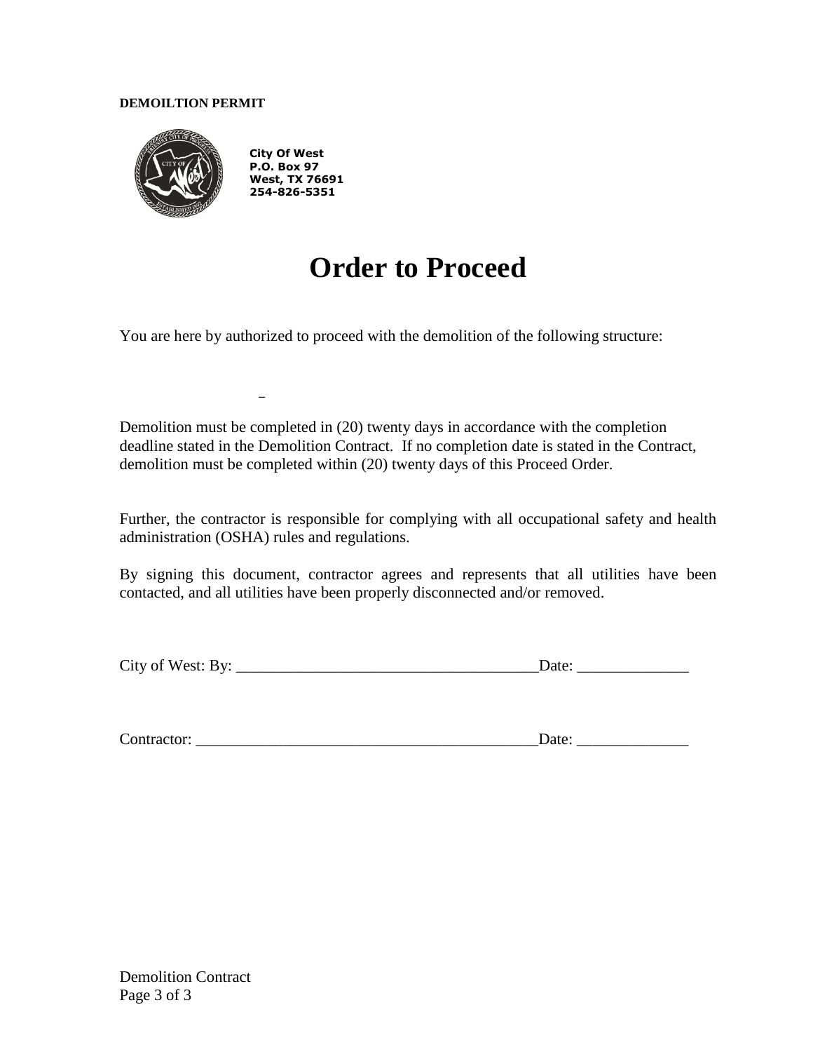**DEMOILTION PERMIT**

**City Of West**
**P.O. Box 97**
**West, TX 76691**
**254-826-5351**

# Order to Proceed

You are here by authorized to proceed with the demolition of the following structure:

_

Demolition must be completed in (20) twenty days in accordance with the completion deadline stated in the Demolition Contract. If no completion date is stated in the Contract, demolition must be completed within (20) twenty days of this Proceed Order.

Further, the contractor is responsible for complying with all occupational safety and health administration (OSHA) rules and regulations.

By signing this document, contractor agrees and represents that all utilities have been contacted, and all utilities have been properly disconnected and/or removed.

City of West: By: ______________________________________Date: ______________

Contractor: ____________________________________________Date: ______________

Demolition Contract